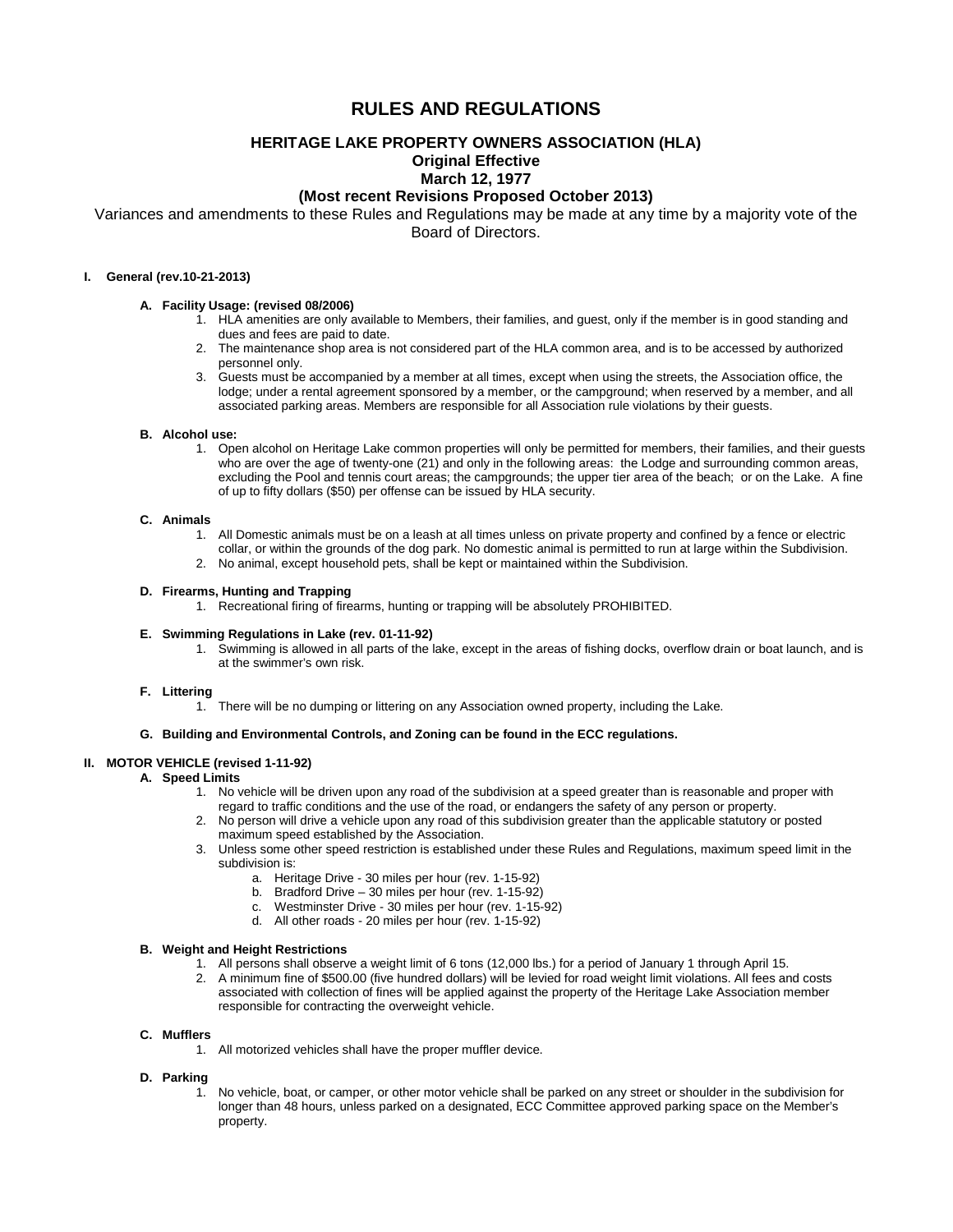# RULES AND REGULATIONS

## HERITAGE LAKE PROPERTY OWNERS ASSOCIATION (HLA)

**Original Effective**
**March 12, 1977**
**(Most recent Revisions Proposed October 2013)**

Variances and amendments to these Rules and Regulations may be made at any time by a majority vote of the Board of Directors.

### I. General (rev.10-21-2013)

#### A. Facility Usage: (revised 08/2006)

1. HLA amenities are only available to Members, their families, and guest, only if the member is in good standing and dues and fees are paid to date.
2. The maintenance shop area is not considered part of the HLA common area, and is to be accessed by authorized personnel only.
3. Guests must be accompanied by a member at all times, except when using the streets, the Association office, the lodge; under a rental agreement sponsored by a member, or the campground; when reserved by a member, and all associated parking areas. Members are responsible for all Association rule violations by their guests.

#### B. Alcohol use:

1. Open alcohol on Heritage Lake common properties will only be permitted for members, their families, and their guests who are over the age of twenty-one (21) and only in the following areas: the Lodge and surrounding common areas, excluding the Pool and tennis court areas; the campgrounds; the upper tier area of the beach; or on the Lake. A fine of up to fifty dollars ($50) per offense can be issued by HLA security.

#### C. Animals

1. All Domestic animals must be on a leash at all times unless on private property and confined by a fence or electric collar, or within the grounds of the dog park. No domestic animal is permitted to run at large within the Subdivision.
2. No animal, except household pets, shall be kept or maintained within the Subdivision.

#### D. Firearms, Hunting and Trapping

1. Recreational firing of firearms, hunting or trapping will be absolutely PROHIBITED.

#### E. Swimming Regulations in Lake (rev. 01-11-92)

1. Swimming is allowed in all parts of the lake, except in the areas of fishing docks, overflow drain or boat launch, and is at the swimmer's own risk.

#### F. Littering

1. There will be no dumping or littering on any Association owned property, including the Lake.

#### G. Building and Environmental Controls, and Zoning can be found in the ECC regulations.

### II. MOTOR VEHICLE (revised 1-11-92)

#### A. Speed Limits

1. No vehicle will be driven upon any road of the subdivision at a speed greater than is reasonable and proper with regard to traffic conditions and the use of the road, or endangers the safety of any person or property.
2. No person will drive a vehicle upon any road of this subdivision greater than the applicable statutory or posted maximum speed established by the Association.
3. Unless some other speed restriction is established under these Rules and Regulations, maximum speed limit in the subdivision is:
   a. Heritage Drive - 30 miles per hour (rev. 1-15-92)
   b. Bradford Drive – 30 miles per hour (rev. 1-15-92)
   c. Westminster Drive - 30 miles per hour (rev. 1-15-92)
   d. All other roads - 20 miles per hour (rev. 1-15-92)

#### B. Weight and Height Restrictions

1. All persons shall observe a weight limit of 6 tons (12,000 lbs.) for a period of January 1 through April 15.
2. A minimum fine of $500.00 (five hundred dollars) will be levied for road weight limit violations. All fees and costs associated with collection of fines will be applied against the property of the Heritage Lake Association member responsible for contracting the overweight vehicle.

#### C. Mufflers

1. All motorized vehicles shall have the proper muffler device.

#### D. Parking

1. No vehicle, boat, or camper, or other motor vehicle shall be parked on any street or shoulder in the subdivision for longer than 48 hours, unless parked on a designated, ECC Committee approved parking space on the Member's property.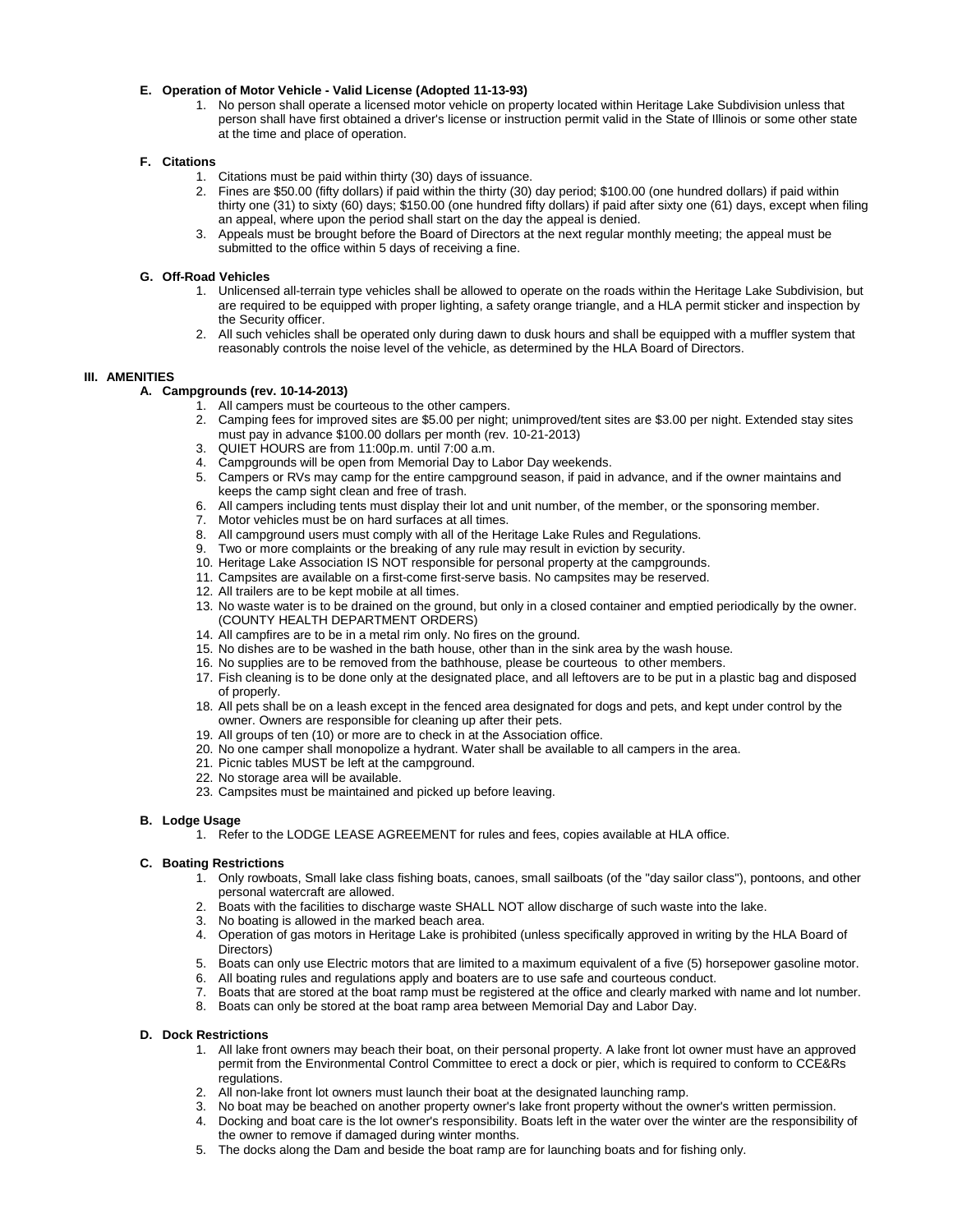**E. Operation of Motor Vehicle - Valid License (Adopted 11-13-93)**

1. No person shall operate a licensed motor vehicle on property located within Heritage Lake Subdivision unless that person shall have first obtained a driver's license or instruction permit valid in the State of Illinois or some other state at the time and place of operation.

**F. Citations**

1. Citations must be paid within thirty (30) days of issuance.
2. Fines are $50.00 (fifty dollars) if paid within the thirty (30) day period; $100.00 (one hundred dollars) if paid within thirty one (31) to sixty (60) days; $150.00 (one hundred fifty dollars) if paid after sixty one (61) days, except when filing an appeal, where upon the period shall start on the day the appeal is denied.
3. Appeals must be brought before the Board of Directors at the next regular monthly meeting; the appeal must be submitted to the office within 5 days of receiving a fine.

**G. Off-Road Vehicles**

1. Unlicensed all-terrain type vehicles shall be allowed to operate on the roads within the Heritage Lake Subdivision, but are required to be equipped with proper lighting, a safety orange triangle, and a HLA permit sticker and inspection by the Security officer.
2. All such vehicles shall be operated only during dawn to dusk hours and shall be equipped with a muffler system that reasonably controls the noise level of the vehicle, as determined by the HLA Board of Directors.

**III. AMENITIES**

**A. Campgrounds (rev. 10-14-2013)**

1. All campers must be courteous to the other campers.
2. Camping fees for improved sites are $5.00 per night; unimproved/tent sites are $3.00 per night. Extended stay sites must pay in advance $100.00 dollars per month (rev. 10-21-2013)
3. QUIET HOURS are from 11:00p.m. until 7:00 a.m.
4. Campgrounds will be open from Memorial Day to Labor Day weekends.
5. Campers or RVs may camp for the entire campground season, if paid in advance, and if the owner maintains and keeps the camp sight clean and free of trash.
6. All campers including tents must display their lot and unit number, of the member, or the sponsoring member.
7. Motor vehicles must be on hard surfaces at all times.
8. All campground users must comply with all of the Heritage Lake Rules and Regulations.
9. Two or more complaints or the breaking of any rule may result in eviction by security.
10. Heritage Lake Association IS NOT responsible for personal property at the campgrounds.
11. Campsites are available on a first-come first-serve basis. No campsites may be reserved.
12. All trailers are to be kept mobile at all times.
13. No waste water is to be drained on the ground, but only in a closed container and emptied periodically by the owner. (COUNTY HEALTH DEPARTMENT ORDERS)
14. All campfires are to be in a metal rim only. No fires on the ground.
15. No dishes are to be washed in the bath house, other than in the sink area by the wash house.
16. No supplies are to be removed from the bathhouse, please be courteous to other members.
17. Fish cleaning is to be done only at the designated place, and all leftovers are to be put in a plastic bag and disposed of properly.
18. All pets shall be on a leash except in the fenced area designated for dogs and pets, and kept under control by the owner. Owners are responsible for cleaning up after their pets.
19. All groups of ten (10) or more are to check in at the Association office.
20. No one camper shall monopolize a hydrant. Water shall be available to all campers in the area.
21. Picnic tables MUST be left at the campground.
22. No storage area will be available.
23. Campsites must be maintained and picked up before leaving.

**B. Lodge Usage**

1. Refer to the LODGE LEASE AGREEMENT for rules and fees, copies available at HLA office.

**C. Boating Restrictions**

1. Only rowboats, Small lake class fishing boats, canoes, small sailboats (of the "day sailor class"), pontoons, and other personal watercraft are allowed.
2. Boats with the facilities to discharge waste SHALL NOT allow discharge of such waste into the lake.
3. No boating is allowed in the marked beach area.
4. Operation of gas motors in Heritage Lake is prohibited (unless specifically approved in writing by the HLA Board of Directors)
5. Boats can only use Electric motors that are limited to a maximum equivalent of a five (5) horsepower gasoline motor.
6. All boating rules and regulations apply and boaters are to use safe and courteous conduct.
7. Boats that are stored at the boat ramp must be registered at the office and clearly marked with name and lot number.
8. Boats can only be stored at the boat ramp area between Memorial Day and Labor Day.

**D. Dock Restrictions**

1. All lake front owners may beach their boat, on their personal property. A lake front lot owner must have an approved permit from the Environmental Control Committee to erect a dock or pier, which is required to conform to CCE&Rs regulations.
2. All non-lake front lot owners must launch their boat at the designated launching ramp.
3. No boat may be beached on another property owner's lake front property without the owner's written permission.
4. Docking and boat care is the lot owner's responsibility. Boats left in the water over the winter are the responsibility of the owner to remove if damaged during winter months.
5. The docks along the Dam and beside the boat ramp are for launching boats and for fishing only.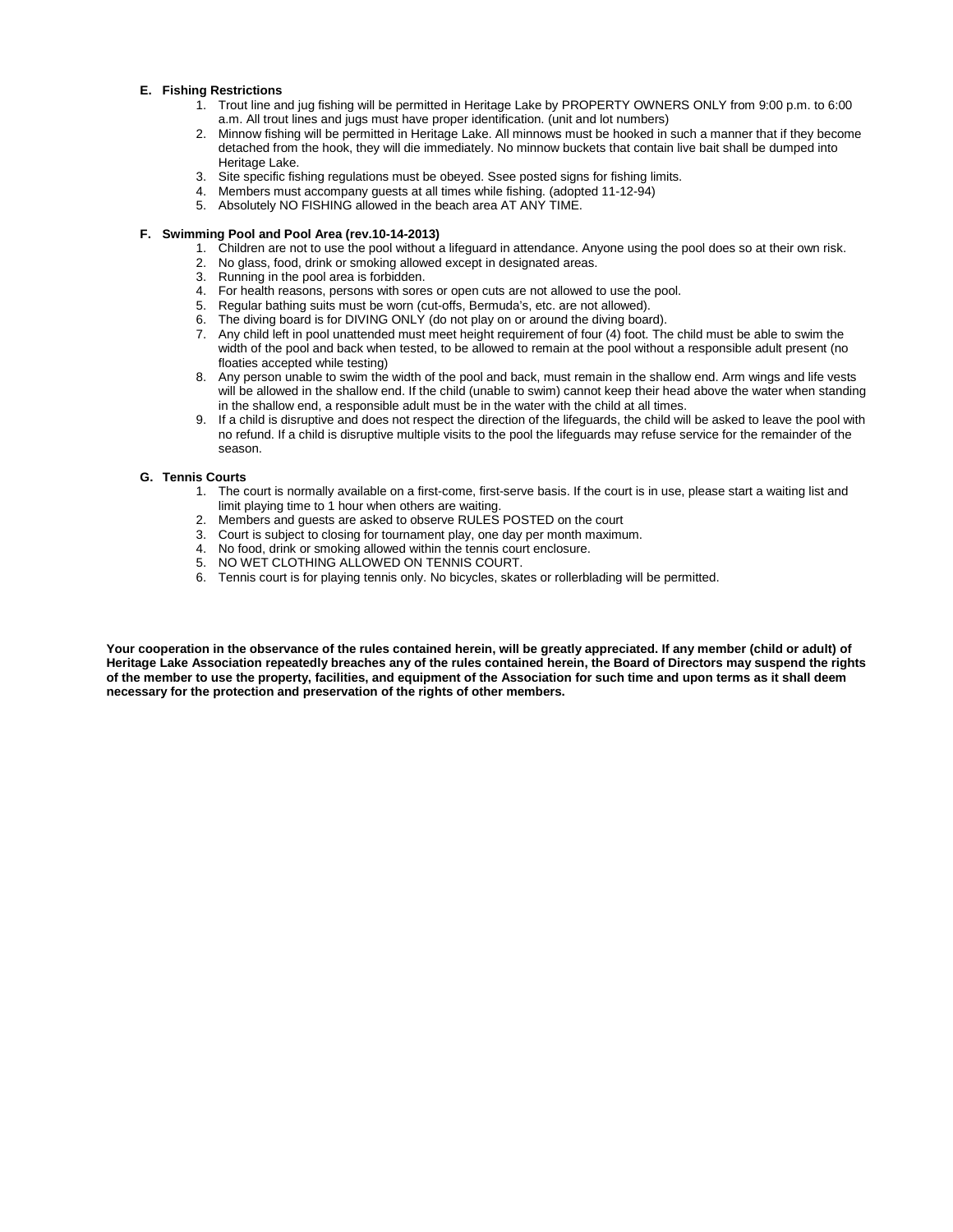### E. Fishing Restrictions

1. Trout line and jug fishing will be permitted in Heritage Lake by PROPERTY OWNERS ONLY from 9:00 p.m. to 6:00 a.m. All trout lines and jugs must have proper identification. (unit and lot numbers)
2. Minnow fishing will be permitted in Heritage Lake. All minnows must be hooked in such a manner that if they become detached from the hook, they will die immediately. No minnow buckets that contain live bait shall be dumped into Heritage Lake.
3. Site specific fishing regulations must be obeyed. Ssee posted signs for fishing limits.
4. Members must accompany guests at all times while fishing. (adopted 11-12-94)
5. Absolutely NO FISHING allowed in the beach area AT ANY TIME.

### F. Swimming Pool and Pool Area (rev.10-14-2013)

1. Children are not to use the pool without a lifeguard in attendance. Anyone using the pool does so at their own risk.
2. No glass, food, drink or smoking allowed except in designated areas.
3. Running in the pool area is forbidden.
4. For health reasons, persons with sores or open cuts are not allowed to use the pool.
5. Regular bathing suits must be worn (cut-offs, Bermuda's, etc. are not allowed).
6. The diving board is for DIVING ONLY (do not play on or around the diving board).
7. Any child left in pool unattended must meet height requirement of four (4) foot. The child must be able to swim the width of the pool and back when tested, to be allowed to remain at the pool without a responsible adult present (no floaties accepted while testing)
8. Any person unable to swim the width of the pool and back, must remain in the shallow end. Arm wings and life vests will be allowed in the shallow end. If the child (unable to swim) cannot keep their head above the water when standing in the shallow end, a responsible adult must be in the water with the child at all times.
9. If a child is disruptive and does not respect the direction of the lifeguards, the child will be asked to leave the pool with no refund. If a child is disruptive multiple visits to the pool the lifeguards may refuse service for the remainder of the season.

### G. Tennis Courts

1. The court is normally available on a first-come, first-serve basis. If the court is in use, please start a waiting list and limit playing time to 1 hour when others are waiting.
2. Members and guests are asked to observe RULES POSTED on the court
3. Court is subject to closing for tournament play, one day per month maximum.
4. No food, drink or smoking allowed within the tennis court enclosure.
5. NO WET CLOTHING ALLOWED ON TENNIS COURT.
6. Tennis court is for playing tennis only. No bicycles, skates or rollerblading will be permitted.

**Your cooperation in the observance of the rules contained herein, will be greatly appreciated. If any member (child or adult) of Heritage Lake Association repeatedly breaches any of the rules contained herein, the Board of Directors may suspend the rights of the member to use the property, facilities, and equipment of the Association for such time and upon terms as it shall deem necessary for the protection and preservation of the rights of other members.**